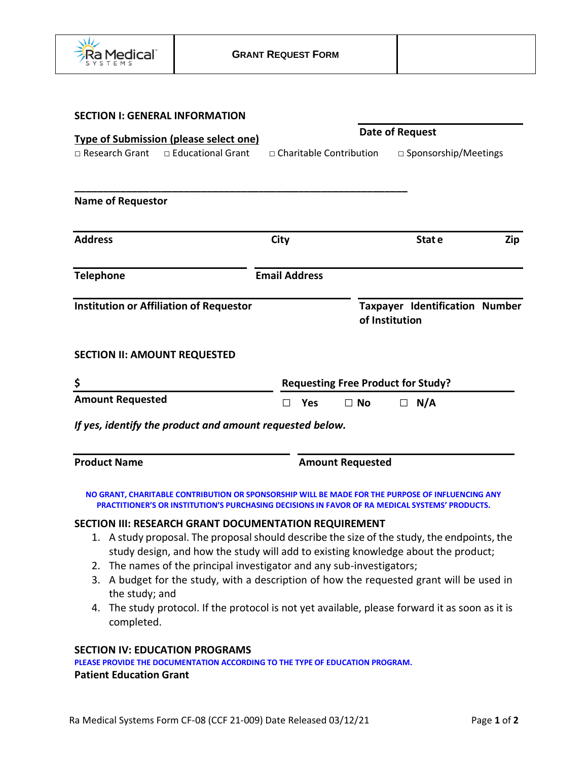| Ra Medical SYSTEMS | **GRANT REQUEST FORM** | |
|---|---|---|

**SECTION I: GENERAL INFORMATION**

**Type of Submission (please select one)**

**Date of Request**

□ Research Grant  □ Educational Grant  □ Charitable Contribution  □ Sponsorship/Meetings

______________________________________________

**Name of Requestor**

**Address** | **City** | **State** | **Zip**

**Telephone** | **Email Address**

**Institution or Affiliation of Requestor** | **Taxpayer Identification Number of Institution**

**SECTION II: AMOUNT REQUESTED**

**$**

**Amount Requested**

**Requesting Free Product for Study?**

☐ **Yes** ☐ **No** ☐ **N/A**

***If yes, identify the product and amount requested below.***

**Product Name** | **Amount Requested**

**NO GRANT, CHARITABLE CONTRIBUTION OR SPONSORSHIP WILL BE MADE FOR THE PURPOSE OF INFLUENCING ANY PRACTITIONER'S OR INSTITUTION'S PURCHASING DECISIONS IN FAVOR OF RA MEDICAL SYSTEMS' PRODUCTS.**

**SECTION III: RESEARCH GRANT DOCUMENTATION REQUIREMENT**

1. A study proposal. The proposal should describe the size of the study, the endpoints, the study design, and how the study will add to existing knowledge about the product;
2. The names of the principal investigator and any sub-investigators;
3. A budget for the study, with a description of how the requested grant will be used in the study; and
4. The study protocol. If the protocol is not yet available, please forward it as soon as it is completed.

**SECTION IV: EDUCATION PROGRAMS**

**PLEASE PROVIDE THE DOCUMENTATION ACCORDING TO THE TYPE OF EDUCATION PROGRAM.**

**Patient Education Grant**

Ra Medical Systems Form CF-08 (CCF 21-009) Date Released 03/12/21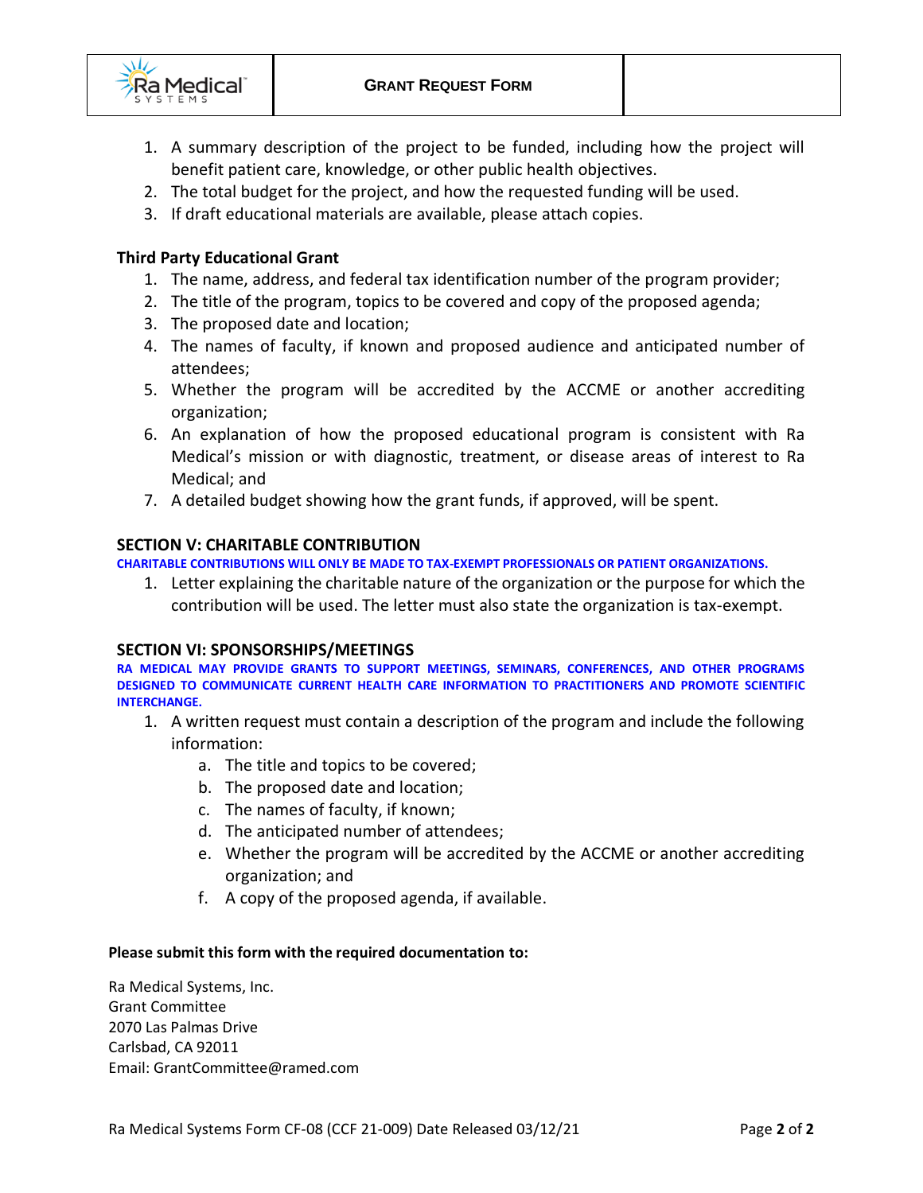1. A summary description of the project to be funded, including how the project will benefit patient care, knowledge, or other public health objectives.
2. The total budget for the project, and how the requested funding will be used.
3. If draft educational materials are available, please attach copies.

**Third Party Educational Grant**

1. The name, address, and federal tax identification number of the program provider;
2. The title of the program, topics to be covered and copy of the proposed agenda;
3. The proposed date and location;
4. The names of faculty, if known and proposed audience and anticipated number of attendees;
5. Whether the program will be accredited by the ACCME or another accrediting organization;
6. An explanation of how the proposed educational program is consistent with Ra Medical's mission or with diagnostic, treatment, or disease areas of interest to Ra Medical; and
7. A detailed budget showing how the grant funds, if approved, will be spent.

## SECTION V: CHARITABLE CONTRIBUTION

**CHARITABLE CONTRIBUTIONS WILL ONLY BE MADE TO TAX-EXEMPT PROFESSIONALS OR PATIENT ORGANIZATIONS.**

1. Letter explaining the charitable nature of the organization or the purpose for which the contribution will be used. The letter must also state the organization is tax-exempt.

## SECTION VI: SPONSORSHIPS/MEETINGS

**RA MEDICAL MAY PROVIDE GRANTS TO SUPPORT MEETINGS, SEMINARS, CONFERENCES, AND OTHER PROGRAMS DESIGNED TO COMMUNICATE CURRENT HEALTH CARE INFORMATION TO PRACTITIONERS AND PROMOTE SCIENTIFIC INTERCHANGE.**

1. A written request must contain a description of the program and include the following information:
   a. The title and topics to be covered;
   b. The proposed date and location;
   c. The names of faculty, if known;
   d. The anticipated number of attendees;
   e. Whether the program will be accredited by the ACCME or another accrediting organization; and
   f. A copy of the proposed agenda, if available.

**Please submit this form with the required documentation to:**

Ra Medical Systems, Inc.
Grant Committee
2070 Las Palmas Drive
Carlsbad, CA 92011
Email: GrantCommittee@ramed.com